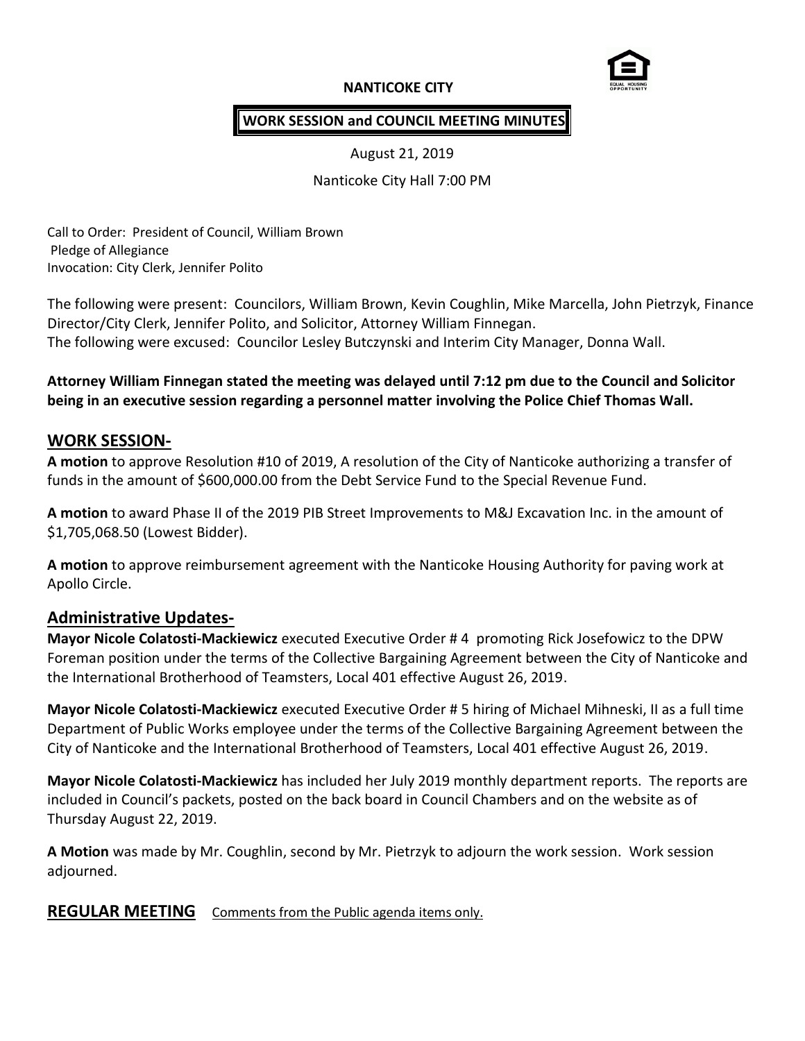**NANTICOKE CITY**

**WORK SESSION and COUNCIL MEETING MINUTES**

August 21, 2019

Nanticoke City Hall 7:00 PM

Call to Order: President of Council, William Brown
Pledge of Allegiance
Invocation: City Clerk, Jennifer Polito

The following were present: Councilors, William Brown, Kevin Coughlin, Mike Marcella, John Pietrzyk, Finance Director/City Clerk, Jennifer Polito, and Solicitor, Attorney William Finnegan.
The following were excused: Councilor Lesley Butczynski and Interim City Manager, Donna Wall.

**Attorney William Finnegan stated the meeting was delayed until 7:12 pm due to the Council and Solicitor being in an executive session regarding a personnel matter involving the Police Chief Thomas Wall.**

## WORK SESSION-

**A motion** to approve Resolution #10 of 2019, A resolution of the City of Nanticoke authorizing a transfer of funds in the amount of $600,000.00 from the Debt Service Fund to the Special Revenue Fund.

**A motion** to award Phase II of the 2019 PIB Street Improvements to M&J Excavation Inc. in the amount of $1,705,068.50 (Lowest Bidder).

**A motion** to approve reimbursement agreement with the Nanticoke Housing Authority for paving work at Apollo Circle.

## Administrative Updates-

**Mayor Nicole Colatosti-Mackiewicz** executed Executive Order # 4 promoting Rick Josefowicz to the DPW Foreman position under the terms of the Collective Bargaining Agreement between the City of Nanticoke and the International Brotherhood of Teamsters, Local 401 effective August 26, 2019.

**Mayor Nicole Colatosti-Mackiewicz** executed Executive Order # 5 hiring of Michael Mihneski, II as a full time Department of Public Works employee under the terms of the Collective Bargaining Agreement between the City of Nanticoke and the International Brotherhood of Teamsters, Local 401 effective August 26, 2019.

**Mayor Nicole Colatosti-Mackiewicz** has included her July 2019 monthly department reports. The reports are included in Council's packets, posted on the back board in Council Chambers and on the website as of Thursday August 22, 2019.

**A Motion** was made by Mr. Coughlin, second by Mr. Pietrzyk to adjourn the work session. Work session adjourned.

## REGULAR MEETING

Comments from the Public agenda items only.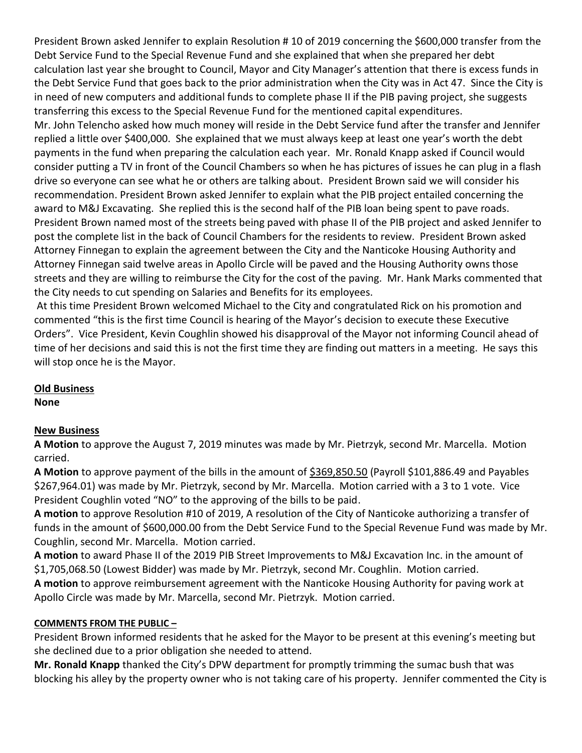President Brown asked Jennifer to explain Resolution # 10 of 2019 concerning the $600,000 transfer from the Debt Service Fund to the Special Revenue Fund and she explained that when she prepared her debt calculation last year she brought to Council, Mayor and City Manager's attention that there is excess funds in the Debt Service Fund that goes back to the prior administration when the City was in Act 47. Since the City is in need of new computers and additional funds to complete phase II if the PIB paving project, she suggests transferring this excess to the Special Revenue Fund for the mentioned capital expenditures.

Mr. John Telencho asked how much money will reside in the Debt Service fund after the transfer and Jennifer replied a little over $400,000. She explained that we must always keep at least one year's worth the debt payments in the fund when preparing the calculation each year. Mr. Ronald Knapp asked if Council would consider putting a TV in front of the Council Chambers so when he has pictures of issues he can plug in a flash drive so everyone can see what he or others are talking about. President Brown said we will consider his recommendation. President Brown asked Jennifer to explain what the PIB project entailed concerning the award to M&J Excavating. She replied this is the second half of the PIB loan being spent to pave roads. President Brown named most of the streets being paved with phase II of the PIB project and asked Jennifer to post the complete list in the back of Council Chambers for the residents to review. President Brown asked Attorney Finnegan to explain the agreement between the City and the Nanticoke Housing Authority and Attorney Finnegan said twelve areas in Apollo Circle will be paved and the Housing Authority owns those streets and they are willing to reimburse the City for the cost of the paving. Mr. Hank Marks commented that the City needs to cut spending on Salaries and Benefits for its employees.

At this time President Brown welcomed Michael to the City and congratulated Rick on his promotion and commented "this is the first time Council is hearing of the Mayor's decision to execute these Executive Orders". Vice President, Kevin Coughlin showed his disapproval of the Mayor not informing Council ahead of time of her decisions and said this is not the first time they are finding out matters in a meeting. He says this will stop once he is the Mayor.

## Old Business

**None**

## New Business

**A Motion** to approve the August 7, 2019 minutes was made by Mr. Pietrzyk, second Mr. Marcella. Motion carried.

**A Motion** to approve payment of the bills in the amount of $369,850.50 (Payroll $101,886.49 and Payables $267,964.01) was made by Mr. Pietrzyk, second by Mr. Marcella. Motion carried with a 3 to 1 vote. Vice President Coughlin voted "NO" to the approving of the bills to be paid.

**A motion** to approve Resolution #10 of 2019, A resolution of the City of Nanticoke authorizing a transfer of funds in the amount of $600,000.00 from the Debt Service Fund to the Special Revenue Fund was made by Mr. Coughlin, second Mr. Marcella. Motion carried.

**A motion** to award Phase II of the 2019 PIB Street Improvements to M&J Excavation Inc. in the amount of $1,705,068.50 (Lowest Bidder) was made by Mr. Pietrzyk, second Mr. Coughlin. Motion carried.

**A motion** to approve reimbursement agreement with the Nanticoke Housing Authority for paving work at Apollo Circle was made by Mr. Marcella, second Mr. Pietrzyk. Motion carried.

## COMMENTS FROM THE PUBLIC –

President Brown informed residents that he asked for the Mayor to be present at this evening's meeting but she declined due to a prior obligation she needed to attend.

**Mr. Ronald Knapp** thanked the City's DPW department for promptly trimming the sumac bush that was blocking his alley by the property owner who is not taking care of his property. Jennifer commented the City is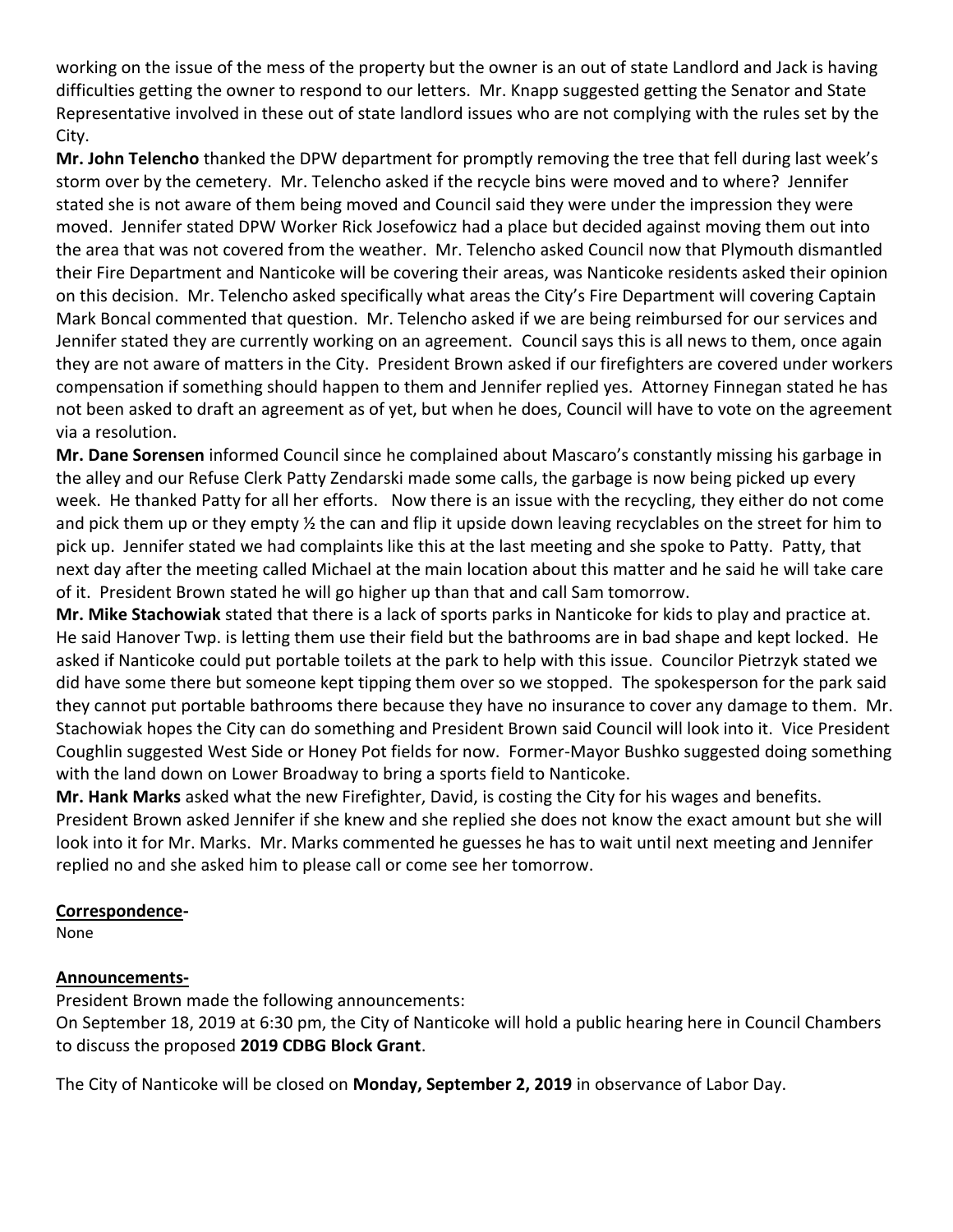working on the issue of the mess of the property but the owner is an out of state Landlord and Jack is having difficulties getting the owner to respond to our letters. Mr. Knapp suggested getting the Senator and State Representative involved in these out of state landlord issues who are not complying with the rules set by the City.

**Mr. John Telencho** thanked the DPW department for promptly removing the tree that fell during last week's storm over by the cemetery. Mr. Telencho asked if the recycle bins were moved and to where? Jennifer stated she is not aware of them being moved and Council said they were under the impression they were moved. Jennifer stated DPW Worker Rick Josefowicz had a place but decided against moving them out into the area that was not covered from the weather. Mr. Telencho asked Council now that Plymouth dismantled their Fire Department and Nanticoke will be covering their areas, was Nanticoke residents asked their opinion on this decision. Mr. Telencho asked specifically what areas the City's Fire Department will covering Captain Mark Boncal commented that question. Mr. Telencho asked if we are being reimbursed for our services and Jennifer stated they are currently working on an agreement. Council says this is all news to them, once again they are not aware of matters in the City. President Brown asked if our firefighters are covered under workers compensation if something should happen to them and Jennifer replied yes. Attorney Finnegan stated he has not been asked to draft an agreement as of yet, but when he does, Council will have to vote on the agreement via a resolution.

**Mr. Dane Sorensen** informed Council since he complained about Mascaro's constantly missing his garbage in the alley and our Refuse Clerk Patty Zendarski made some calls, the garbage is now being picked up every week. He thanked Patty for all her efforts. Now there is an issue with the recycling, they either do not come and pick them up or they empty ½ the can and flip it upside down leaving recyclables on the street for him to pick up. Jennifer stated we had complaints like this at the last meeting and she spoke to Patty. Patty, that next day after the meeting called Michael at the main location about this matter and he said he will take care of it. President Brown stated he will go higher up than that and call Sam tomorrow.

**Mr. Mike Stachowiak** stated that there is a lack of sports parks in Nanticoke for kids to play and practice at. He said Hanover Twp. is letting them use their field but the bathrooms are in bad shape and kept locked. He asked if Nanticoke could put portable toilets at the park to help with this issue. Councilor Pietrzyk stated we did have some there but someone kept tipping them over so we stopped. The spokesperson for the park said they cannot put portable bathrooms there because they have no insurance to cover any damage to them. Mr. Stachowiak hopes the City can do something and President Brown said Council will look into it. Vice President Coughlin suggested West Side or Honey Pot fields for now. Former-Mayor Bushko suggested doing something with the land down on Lower Broadway to bring a sports field to Nanticoke.

**Mr. Hank Marks** asked what the new Firefighter, David, is costing the City for his wages and benefits. President Brown asked Jennifer if she knew and she replied she does not know the exact amount but she will look into it for Mr. Marks. Mr. Marks commented he guesses he has to wait until next meeting and Jennifer replied no and she asked him to please call or come see her tomorrow.

**Correspondence-**

None

**Announcements-**

President Brown made the following announcements:

On September 18, 2019 at 6:30 pm, the City of Nanticoke will hold a public hearing here in Council Chambers to discuss the proposed **2019 CDBG Block Grant**.

The City of Nanticoke will be closed on **Monday, September 2, 2019** in observance of Labor Day.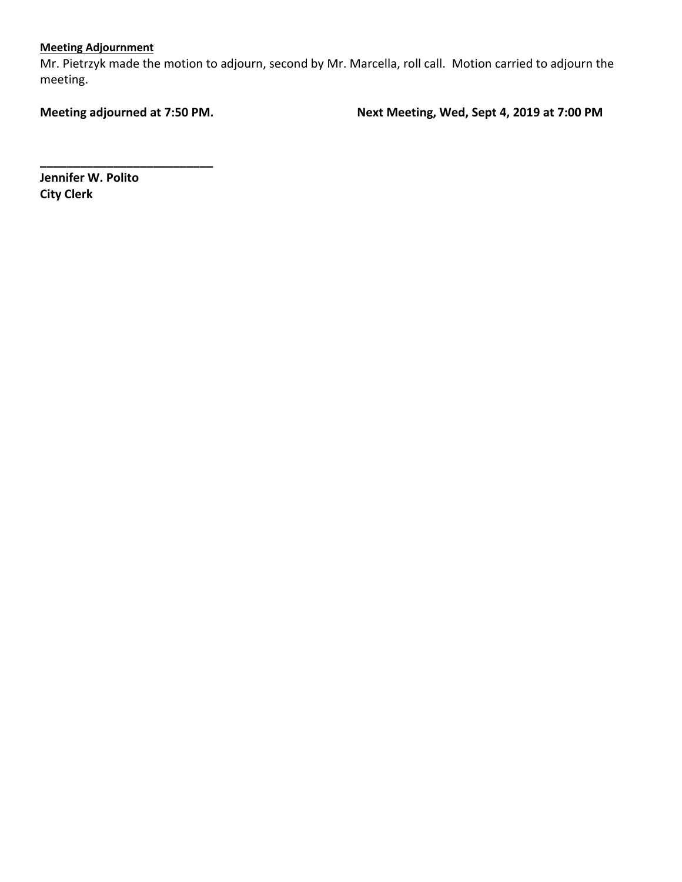**<u>Meeting Adjournment</u>**

Mr. Pietrzyk made the motion to adjourn, second by Mr. Marcella, roll call. Motion carried to adjourn the meeting.

**Meeting adjourned at 7:50 PM.** **Next Meeting, Wed, Sept 4, 2019 at 7:00 PM**

**___________________________**

**Jennifer W. Polito**
**City Clerk**